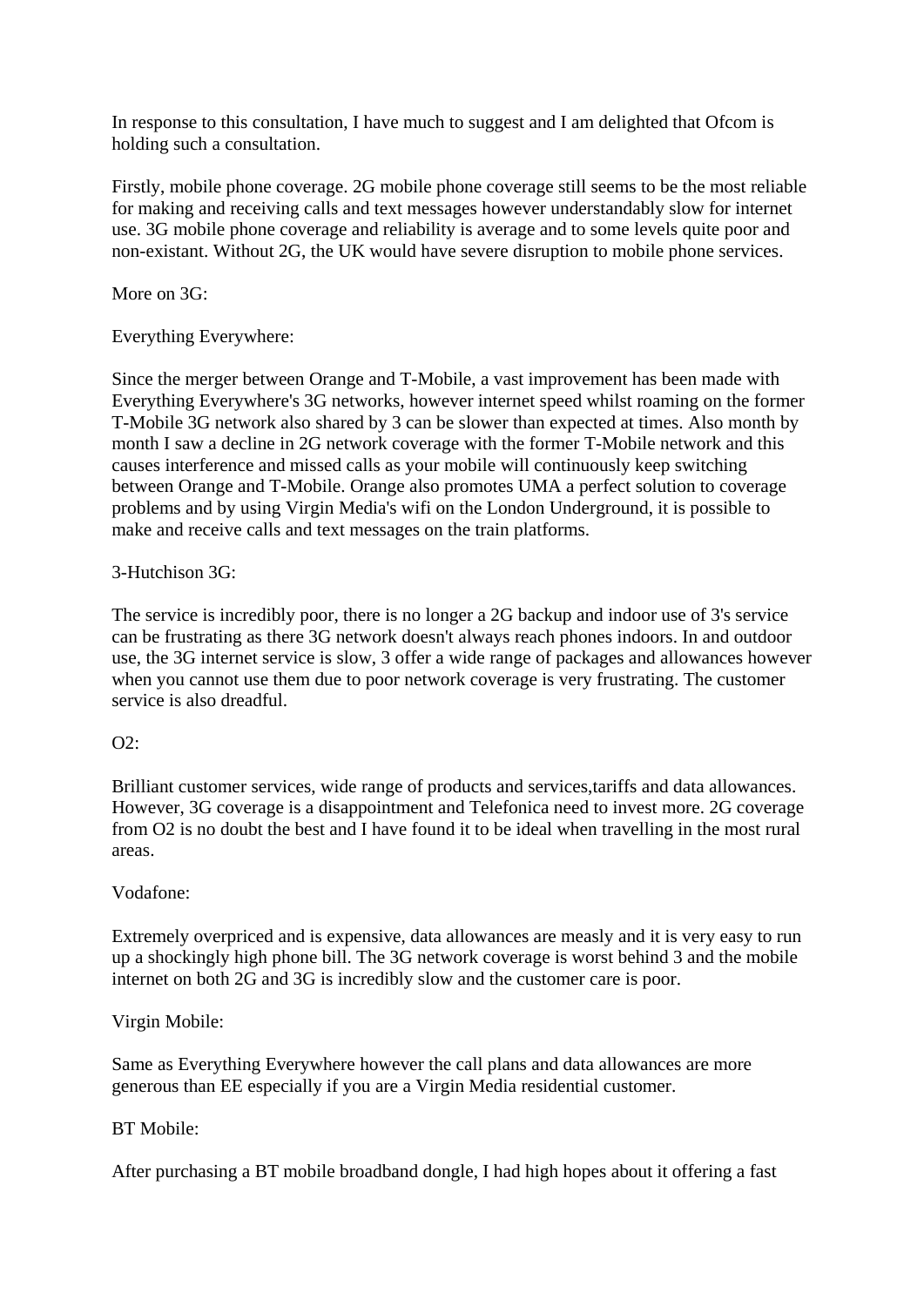In response to this consultation, I have much to suggest and I am delighted that Ofcom is holding such a consultation.

Firstly, mobile phone coverage. 2G mobile phone coverage still seems to be the most reliable for making and receiving calls and text messages however understandably slow for internet use. 3G mobile phone coverage and reliability is average and to some levels quite poor and non-existant. Without 2G, the UK would have severe disruption to mobile phone services.

More on 3G:

Everything Everywhere:

Since the merger between Orange and T-Mobile, a vast improvement has been made with Everything Everywhere's 3G networks, however internet speed whilst roaming on the former T-Mobile 3G network also shared by 3 can be slower than expected at times. Also month by month I saw a decline in 2G network coverage with the former T-Mobile network and this causes interference and missed calls as your mobile will continuously keep switching between Orange and T-Mobile. Orange also promotes UMA a perfect solution to coverage problems and by using Virgin Media's wifi on the London Underground, it is possible to make and receive calls and text messages on the train platforms.

3-Hutchison 3G:

The service is incredibly poor, there is no longer a 2G backup and indoor use of 3's service can be frustrating as there 3G network doesn't always reach phones indoors. In and outdoor use, the 3G internet service is slow, 3 offer a wide range of packages and allowances however when you cannot use them due to poor network coverage is very frustrating. The customer service is also dreadful.

O2:

Brilliant customer services, wide range of products and services,tariffs and data allowances. However, 3G coverage is a disappointment and Telefonica need to invest more. 2G coverage from O2 is no doubt the best and I have found it to be ideal when travelling in the most rural areas.

Vodafone:

Extremely overpriced and is expensive, data allowances are measly and it is very easy to run up a shockingly high phone bill. The 3G network coverage is worst behind 3 and the mobile internet on both 2G and 3G is incredibly slow and the customer care is poor.

Virgin Mobile:

Same as Everything Everywhere however the call plans and data allowances are more generous than EE especially if you are a Virgin Media residential customer.

BT Mobile:

After purchasing a BT mobile broadband dongle, I had high hopes about it offering a fast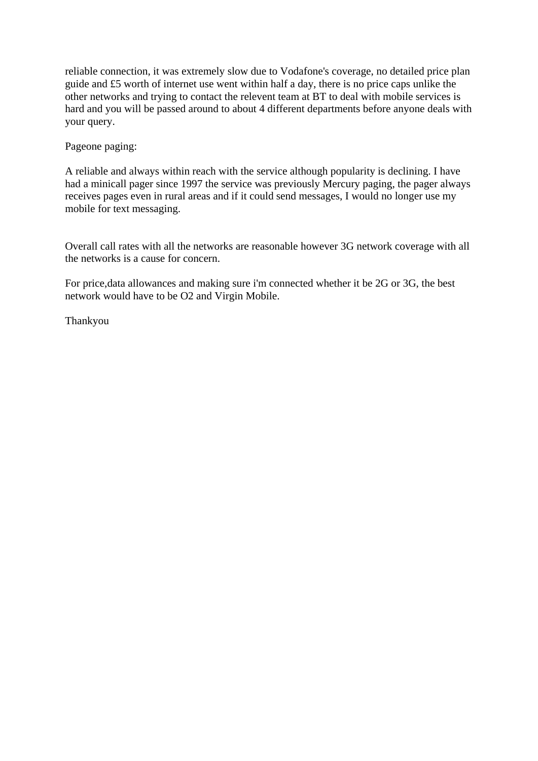reliable connection, it was extremely slow due to Vodafone's coverage, no detailed price plan guide and £5 worth of internet use went within half a day, there is no price caps unlike the other networks and trying to contact the relevent team at BT to deal with mobile services is hard and you will be passed around to about 4 different departments before anyone deals with your query.

Pageone paging:

A reliable and always within reach with the service although popularity is declining. I have had a minicall pager since 1997 the service was previously Mercury paging, the pager always receives pages even in rural areas and if it could send messages, I would no longer use my mobile for text messaging.

Overall call rates with all the networks are reasonable however 3G network coverage with all the networks is a cause for concern.

For price,data allowances and making sure i'm connected whether it be 2G or 3G, the best network would have to be O2 and Virgin Mobile.

Thankyou